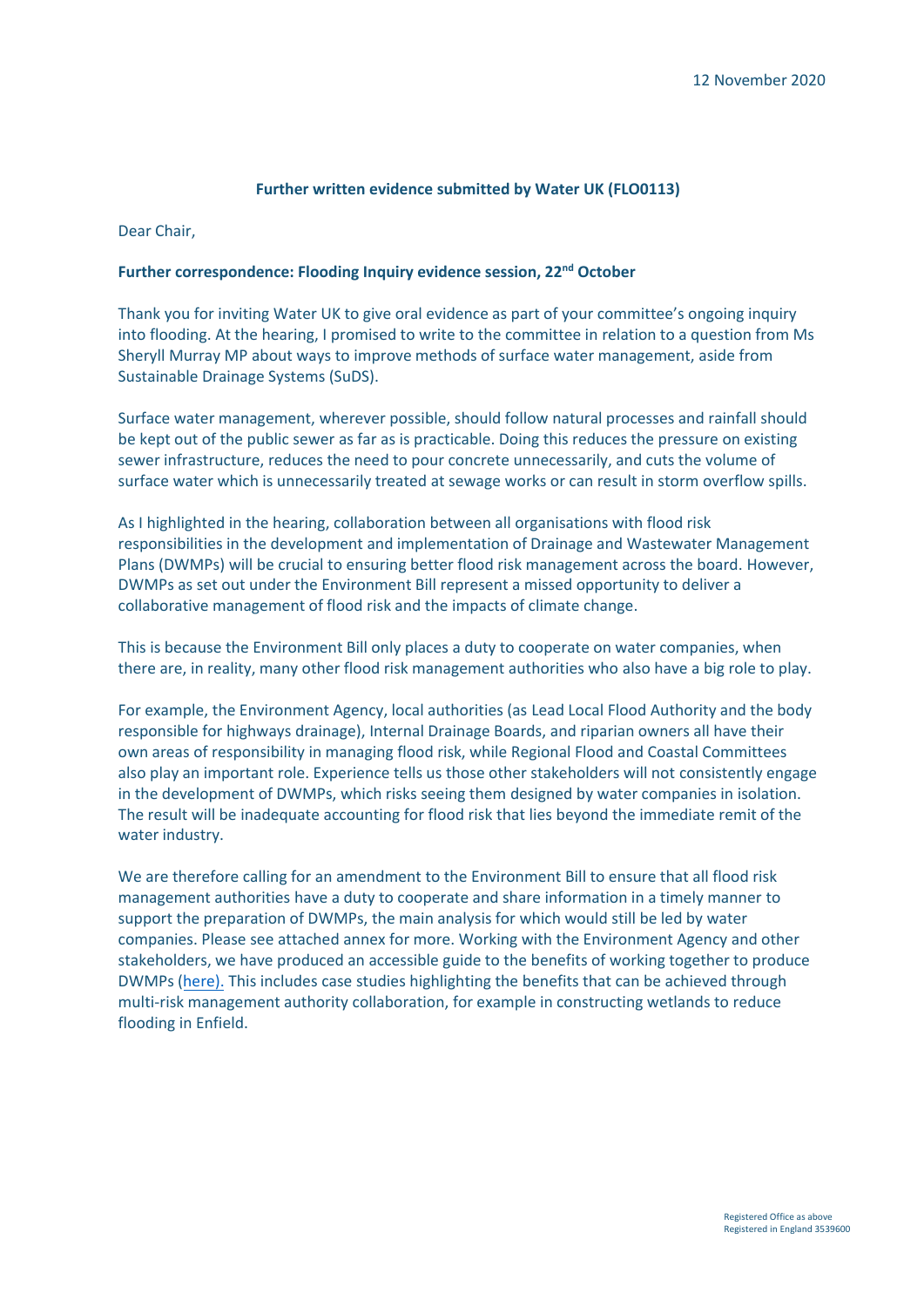12 November 2020

**Further written evidence submitted by Water UK (FLO0113)**

Dear Chair,

**Further correspondence: Flooding Inquiry evidence session, 22nd October**

Thank you for inviting Water UK to give oral evidence as part of your committee's ongoing inquiry into flooding. At the hearing, I promised to write to the committee in relation to a question from Ms Sheryll Murray MP about ways to improve methods of surface water management, aside from Sustainable Drainage Systems (SuDS).

Surface water management, wherever possible, should follow natural processes and rainfall should be kept out of the public sewer as far as is practicable. Doing this reduces the pressure on existing sewer infrastructure, reduces the need to pour concrete unnecessarily, and cuts the volume of surface water which is unnecessarily treated at sewage works or can result in storm overflow spills.

As I highlighted in the hearing, collaboration between all organisations with flood risk responsibilities in the development and implementation of Drainage and Wastewater Management Plans (DWMPs) will be crucial to ensuring better flood risk management across the board. However, DWMPs as set out under the Environment Bill represent a missed opportunity to deliver a collaborative management of flood risk and the impacts of climate change.

This is because the Environment Bill only places a duty to cooperate on water companies, when there are, in reality, many other flood risk management authorities who also have a big role to play.

For example, the Environment Agency, local authorities (as Lead Local Flood Authority and the body responsible for highways drainage), Internal Drainage Boards, and riparian owners all have their own areas of responsibility in managing flood risk, while Regional Flood and Coastal Committees also play an important role. Experience tells us those other stakeholders will not consistently engage in the development of DWMPs, which risks seeing them designed by water companies in isolation. The result will be inadequate accounting for flood risk that lies beyond the immediate remit of the water industry.

We are therefore calling for an amendment to the Environment Bill to ensure that all flood risk management authorities have a duty to cooperate and share information in a timely manner to support the preparation of DWMPs, the main analysis for which would still be led by water companies. Please see attached annex for more. Working with the Environment Agency and other stakeholders, we have produced an accessible guide to the benefits of working together to produce DWMPs (here). This includes case studies highlighting the benefits that can be achieved through multi-risk management authority collaboration, for example in constructing wetlands to reduce flooding in Enfield.

Registered Office as above
Registered in England 3539600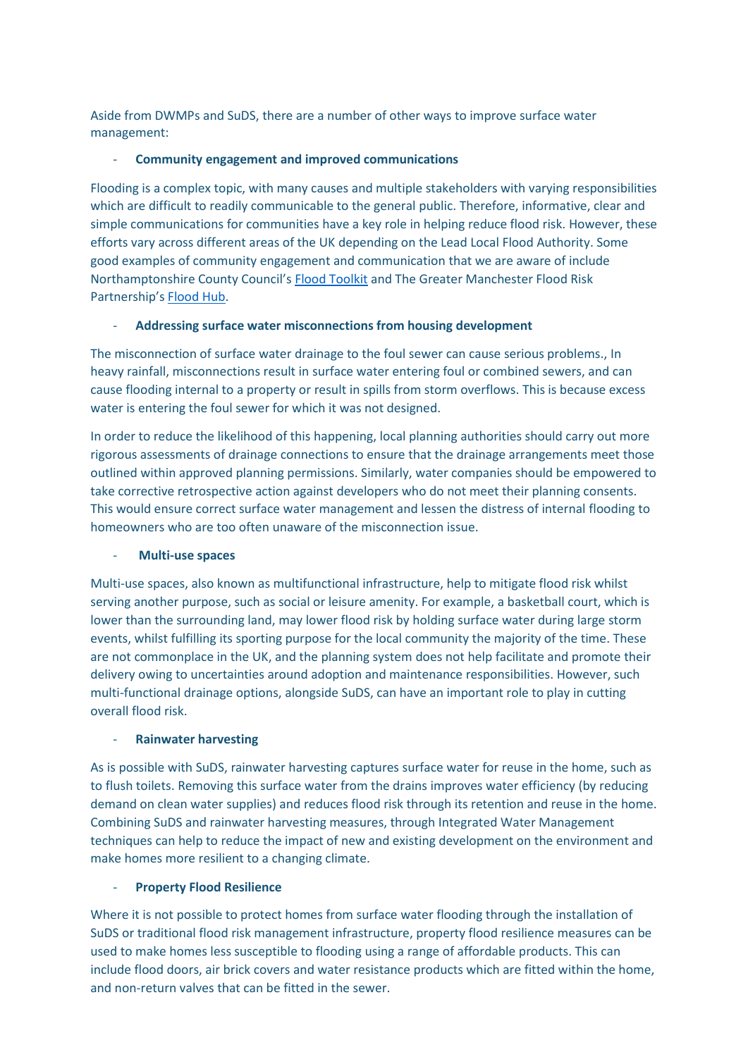Aside from DWMPs and SuDS, there are a number of other ways to improve surface water management:

- **Community engagement and improved communications**

Flooding is a complex topic, with many causes and multiple stakeholders with varying responsibilities which are difficult to readily communicable to the general public. Therefore, informative, clear and simple communications for communities have a key role in helping reduce flood risk. However, these efforts vary across different areas of the UK depending on the Lead Local Flood Authority. Some good examples of community engagement and communication that we are aware of include Northamptonshire County Council's Flood Toolkit and The Greater Manchester Flood Risk Partnership's Flood Hub.

- **Addressing surface water misconnections from housing development**

The misconnection of surface water drainage to the foul sewer can cause serious problems., In heavy rainfall, misconnections result in surface water entering foul or combined sewers, and can cause flooding internal to a property or result in spills from storm overflows. This is because excess water is entering the foul sewer for which it was not designed.

In order to reduce the likelihood of this happening, local planning authorities should carry out more rigorous assessments of drainage connections to ensure that the drainage arrangements meet those outlined within approved planning permissions. Similarly, water companies should be empowered to take corrective retrospective action against developers who do not meet their planning consents. This would ensure correct surface water management and lessen the distress of internal flooding to homeowners who are too often unaware of the misconnection issue.

- **Multi-use spaces**

Multi-use spaces, also known as multifunctional infrastructure, help to mitigate flood risk whilst serving another purpose, such as social or leisure amenity. For example, a basketball court, which is lower than the surrounding land, may lower flood risk by holding surface water during large storm events, whilst fulfilling its sporting purpose for the local community the majority of the time. These are not commonplace in the UK, and the planning system does not help facilitate and promote their delivery owing to uncertainties around adoption and maintenance responsibilities. However, such multi-functional drainage options, alongside SuDS, can have an important role to play in cutting overall flood risk.

- **Rainwater harvesting**

As is possible with SuDS, rainwater harvesting captures surface water for reuse in the home, such as to flush toilets. Removing this surface water from the drains improves water efficiency (by reducing demand on clean water supplies) and reduces flood risk through its retention and reuse in the home. Combining SuDS and rainwater harvesting measures, through Integrated Water Management techniques can help to reduce the impact of new and existing development on the environment and make homes more resilient to a changing climate.

- **Property Flood Resilience**

Where it is not possible to protect homes from surface water flooding through the installation of SuDS or traditional flood risk management infrastructure, property flood resilience measures can be used to make homes less susceptible to flooding using a range of affordable products. This can include flood doors, air brick covers and water resistance products which are fitted within the home, and non-return valves that can be fitted in the sewer.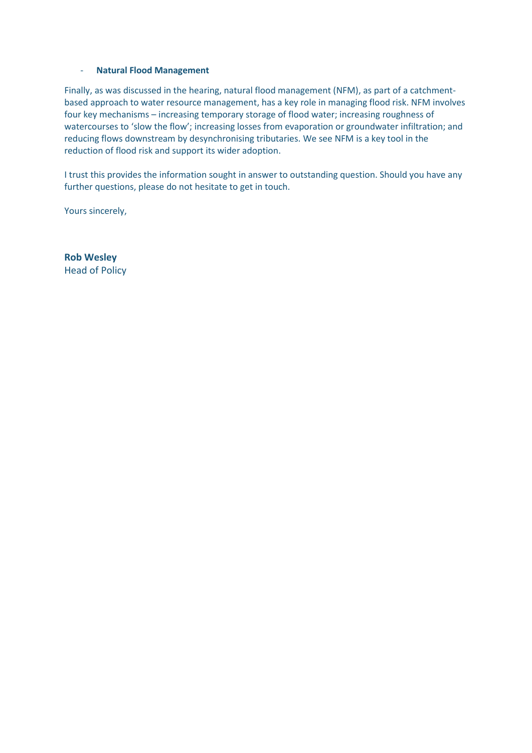- **Natural Flood Management**

Finally, as was discussed in the hearing, natural flood management (NFM), as part of a catchment-based approach to water resource management, has a key role in managing flood risk. NFM involves four key mechanisms – increasing temporary storage of flood water; increasing roughness of watercourses to 'slow the flow'; increasing losses from evaporation or groundwater infiltration; and reducing flows downstream by desynchronising tributaries. We see NFM is a key tool in the reduction of flood risk and support its wider adoption.

I trust this provides the information sought in answer to outstanding question. Should you have any further questions, please do not hesitate to get in touch.

Yours sincerely,

**Rob Wesley**
Head of Policy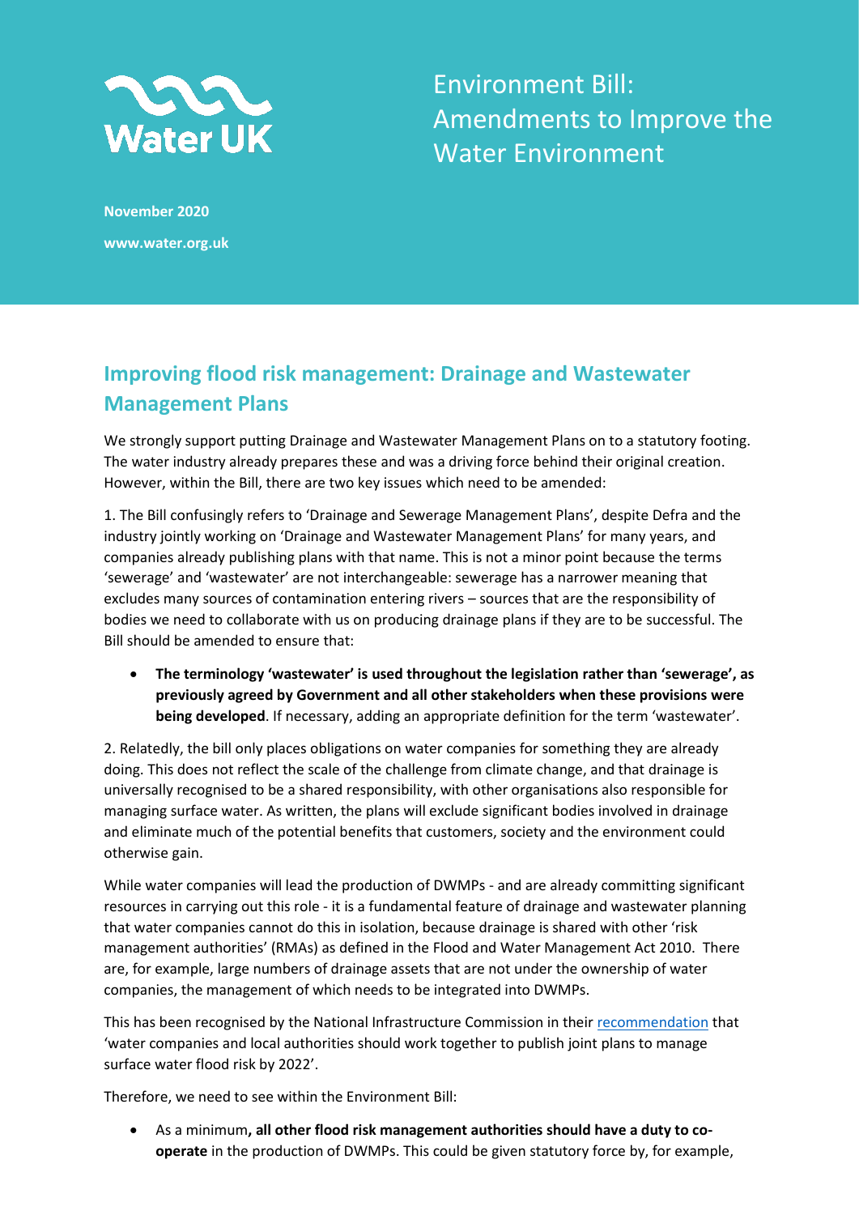# Environment Bill: Amendments to Improve the Water Environment

**November 2020**

**www.water.org.uk**

## Improving flood risk management: Drainage and Wastewater Management Plans

We strongly support putting Drainage and Wastewater Management Plans on to a statutory footing. The water industry already prepares these and was a driving force behind their original creation. However, within the Bill, there are two key issues which need to be amended:

1. The Bill confusingly refers to 'Drainage and Sewerage Management Plans', despite Defra and the industry jointly working on 'Drainage and Wastewater Management Plans' for many years, and companies already publishing plans with that name. This is not a minor point because the terms 'sewerage' and 'wastewater' are not interchangeable: sewerage has a narrower meaning that excludes many sources of contamination entering rivers – sources that are the responsibility of bodies we need to collaborate with us on producing drainage plans if they are to be successful. The Bill should be amended to ensure that:

- **The terminology 'wastewater' is used throughout the legislation rather than 'sewerage', as previously agreed by Government and all other stakeholders when these provisions were being developed**. If necessary, adding an appropriate definition for the term 'wastewater'.

2. Relatedly, the bill only places obligations on water companies for something they are already doing. This does not reflect the scale of the challenge from climate change, and that drainage is universally recognised to be a shared responsibility, with other organisations also responsible for managing surface water. As written, the plans will exclude significant bodies involved in drainage and eliminate much of the potential benefits that customers, society and the environment could otherwise gain.

While water companies will lead the production of DWMPs - and are already committing significant resources in carrying out this role - it is a fundamental feature of drainage and wastewater planning that water companies cannot do this in isolation, because drainage is shared with other 'risk management authorities' (RMAs) as defined in the Flood and Water Management Act 2010. There are, for example, large numbers of drainage assets that are not under the ownership of water companies, the management of which needs to be integrated into DWMPs.

This has been recognised by the National Infrastructure Commission in their recommendation that 'water companies and local authorities should work together to publish joint plans to manage surface water flood risk by 2022'.

Therefore, we need to see within the Environment Bill:

- As a minimum**, all other flood risk management authorities should have a duty to co-operate** in the production of DWMPs. This could be given statutory force by, for example,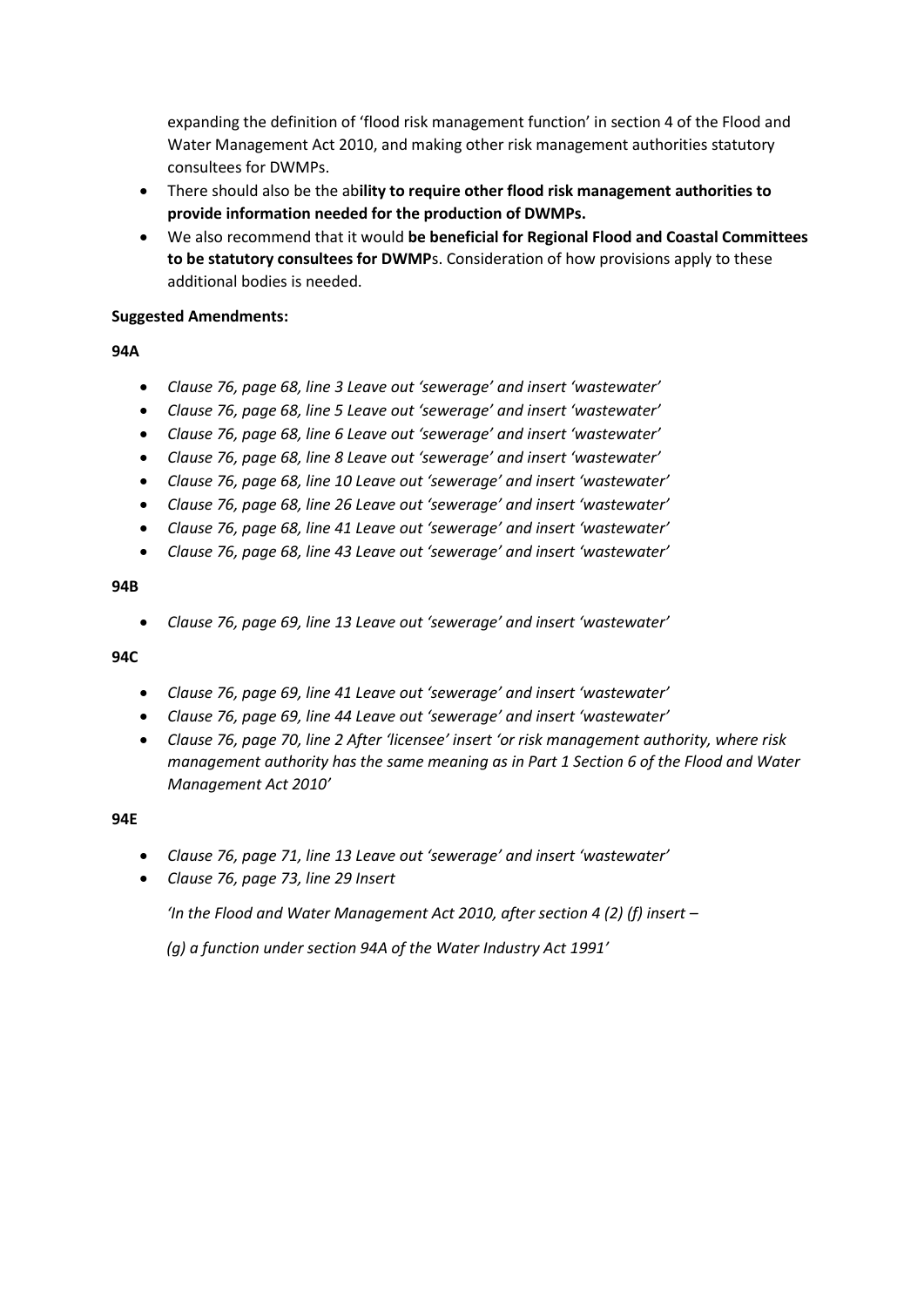expanding the definition of 'flood risk management function' in section 4 of the Flood and Water Management Act 2010, and making other risk management authorities statutory consultees for DWMPs.

- There should also be the a**bility to require other flood risk management authorities to provide information needed for the production of DWMPs.**
- We also recommend that it would **be beneficial for Regional Flood and Coastal Committees to be statutory consultees for DWMP**s. Consideration of how provisions apply to these additional bodies is needed.

**Suggested Amendments:**

**94A**

- *Clause 76, page 68, line 3 Leave out 'sewerage' and insert 'wastewater'*
- *Clause 76, page 68, line 5 Leave out 'sewerage' and insert 'wastewater'*
- *Clause 76, page 68, line 6 Leave out 'sewerage' and insert 'wastewater'*
- *Clause 76, page 68, line 8 Leave out 'sewerage' and insert 'wastewater'*
- *Clause 76, page 68, line 10 Leave out 'sewerage' and insert 'wastewater'*
- *Clause 76, page 68, line 26 Leave out 'sewerage' and insert 'wastewater'*
- *Clause 76, page 68, line 41 Leave out 'sewerage' and insert 'wastewater'*
- *Clause 76, page 68, line 43 Leave out 'sewerage' and insert 'wastewater'*

**94B**

- *Clause 76, page 69, line 13 Leave out 'sewerage' and insert 'wastewater'*

**94C**

- *Clause 76, page 69, line 41 Leave out 'sewerage' and insert 'wastewater'*
- *Clause 76, page 69, line 44 Leave out 'sewerage' and insert 'wastewater'*
- *Clause 76, page 70, line 2 After 'licensee' insert 'or risk management authority, where risk management authority has the same meaning as in Part 1 Section 6 of the Flood and Water Management Act 2010'*

**94E**

- *Clause 76, page 71, line 13 Leave out 'sewerage' and insert 'wastewater'*
- *Clause 76, page 73, line 29 Insert*

  *'In the Flood and Water Management Act 2010, after section 4 (2) (f) insert –*

  *(g) a function under section 94A of the Water Industry Act 1991'*